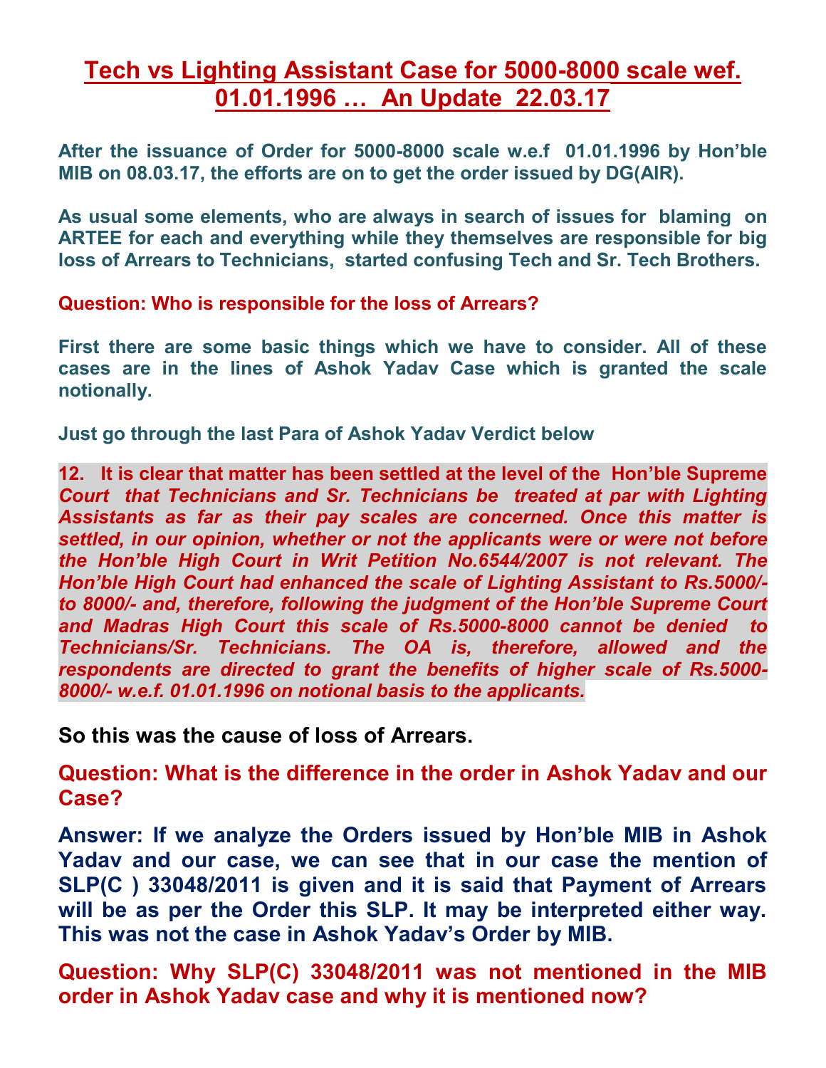# Tech vs Lighting Assistant Case for 5000-8000 scale wef. 01.01.1996 … An Update 22.03.17

**After the issuance of Order for 5000-8000 scale w.e.f 01.01.1996 by Hon'ble MIB on 08.03.17, the efforts are on to get the order issued by DG(AIR).**

**As usual some elements, who are always in search of issues for blaming on ARTEE for each and everything while they themselves are responsible for big loss of Arrears to Technicians, started confusing Tech and Sr. Tech Brothers.**

**Question: Who is responsible for the loss of Arrears?**

**First there are some basic things which we have to consider. All of these cases are in the lines of Ashok Yadav Case which is granted the scale notionally.**

**Just go through the last Para of Ashok Yadav Verdict below**

***12. It is clear that matter has been settled at the level of the Hon'ble Supreme Court that Technicians and Sr. Technicians be treated at par with Lighting Assistants as far as their pay scales are concerned. Once this matter is settled, in our opinion, whether or not the applicants were or were not before the Hon'ble High Court in Writ Petition No.6544/2007 is not relevant. The Hon'ble High Court had enhanced the scale of Lighting Assistant to Rs.5000/- to 8000/- and, therefore, following the judgment of the Hon'ble Supreme Court and Madras High Court this scale of Rs.5000-8000 cannot be denied to Technicians/Sr. Technicians. The OA is, therefore, allowed and the respondents are directed to grant the benefits of higher scale of Rs.5000-8000/- w.e.f. 01.01.1996 on notional basis to the applicants.***

**So this was the cause of loss of Arrears.**

**Question: What is the difference in the order in Ashok Yadav and our Case?**

**Answer: If we analyze the Orders issued by Hon'ble MIB in Ashok Yadav and our case, we can see that in our case the mention of SLP(C ) 33048/2011 is given and it is said that Payment of Arrears will be as per the Order this SLP. It may be interpreted either way. This was not the case in Ashok Yadav's Order by MIB.**

**Question: Why SLP(C) 33048/2011 was not mentioned in the MIB order in Ashok Yadav case and why it is mentioned now?**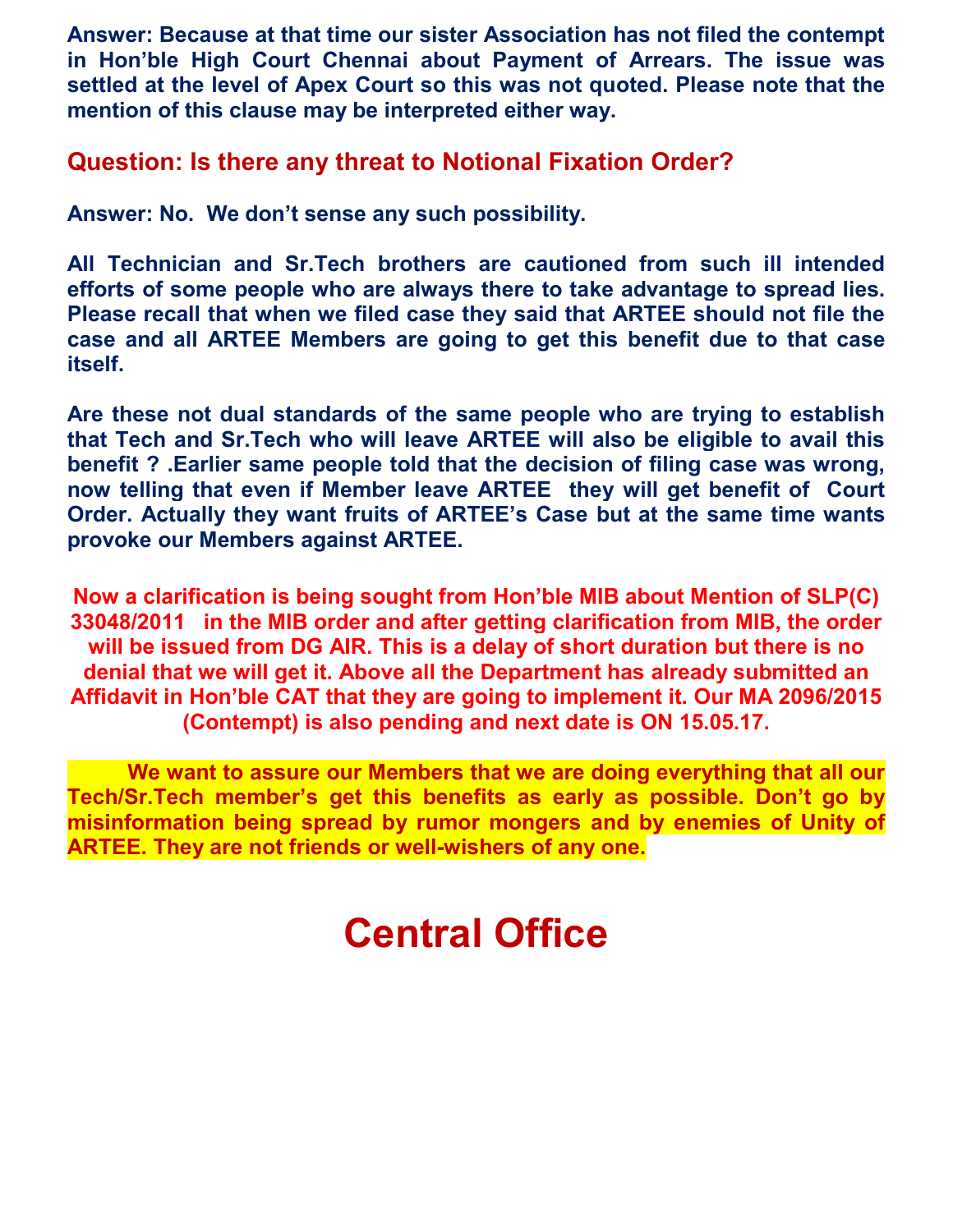**Answer: Because at that time our sister Association has not filed the contempt in Hon'ble High Court Chennai about Payment of Arrears. The issue was settled at the level of Apex Court so this was not quoted. Please note that the mention of this clause may be interpreted either way.**

## Question: Is there any threat to Notional Fixation Order?

**Answer: No. We don't sense any such possibility.**

**All Technician and Sr.Tech brothers are cautioned from such ill intended efforts of some people who are always there to take advantage to spread lies. Please recall that when we filed case they said that ARTEE should not file the case and all ARTEE Members are going to get this benefit due to that case itself.**

**Are these not dual standards of the same people who are trying to establish that Tech and Sr.Tech who will leave ARTEE will also be eligible to avail this benefit ? .Earlier same people told that the decision of filing case was wrong, now telling that even if Member leave ARTEE they will get benefit of Court Order. Actually they want fruits of ARTEE's Case but at the same time wants provoke our Members against ARTEE.**

**Now a clarification is being sought from Hon'ble MIB about Mention of SLP(C) 33048/2011 in the MIB order and after getting clarification from MIB, the order will be issued from DG AIR. This is a delay of short duration but there is no denial that we will get it. Above all the Department has already submitted an Affidavit in Hon'ble CAT that they are going to implement it. Our MA 2096/2015 (Contempt) is also pending and next date is ON 15.05.17.**

**We want to assure our Members that we are doing everything that all our Tech/Sr.Tech member's get this benefits as early as possible. Don't go by misinformation being spread by rumor mongers and by enemies of Unity of ARTEE. They are not friends or well-wishers of any one.**

# Central Office